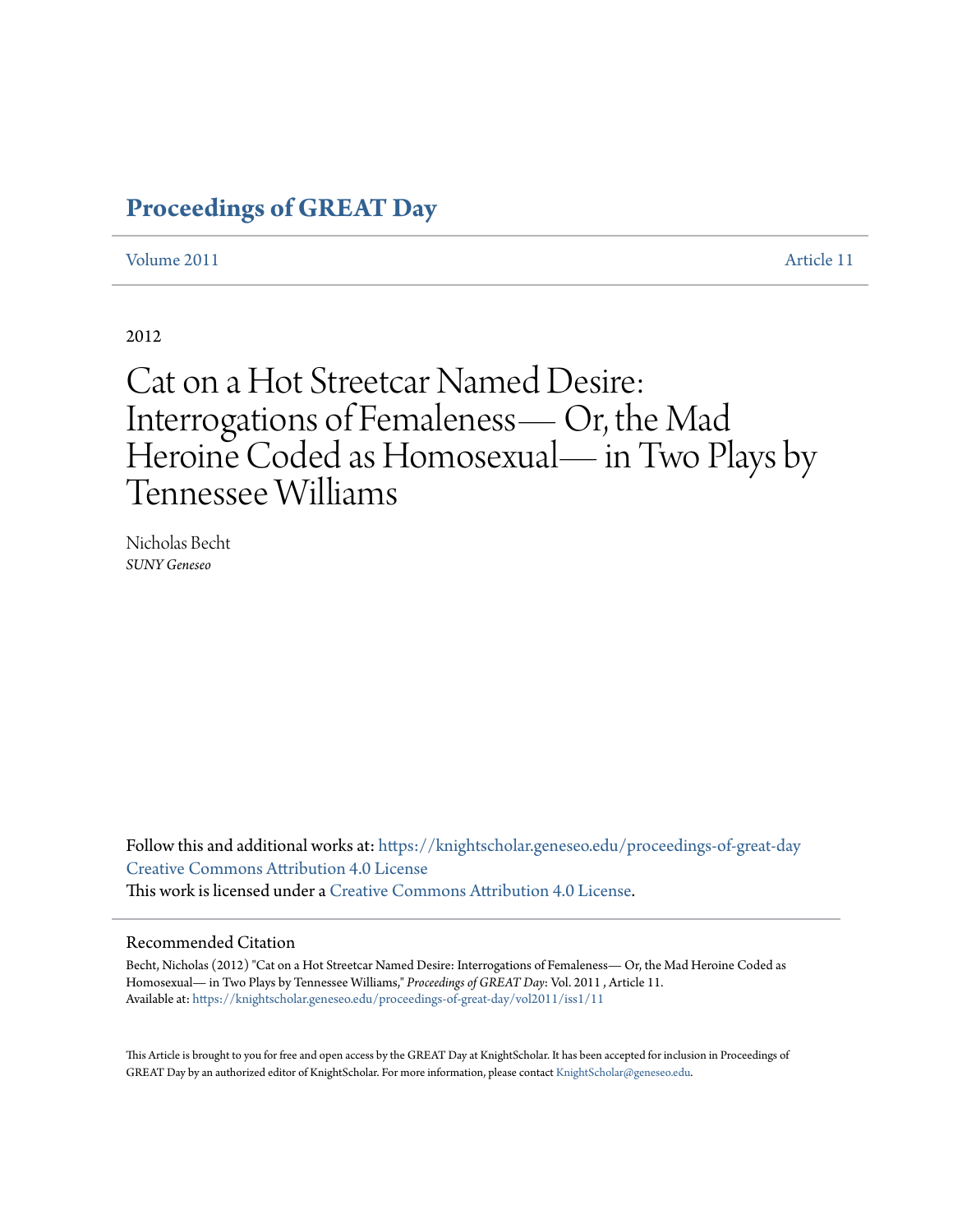# Proceedings of GREAT Day

Volume 2011 Article 11

2012

# Cat on a Hot Streetcar Named Desire: Interrogations of Femaleness— Or, the Mad Heroine Coded as Homosexual— in Two Plays by Tennessee Williams

Nicholas Becht
*SUNY Geneseo*

Follow this and additional works at: https://knightscholar.geneseo.edu/proceedings-of-great-day
Creative Commons Attribution 4.0 License
This work is licensed under a Creative Commons Attribution 4.0 License.

## Recommended Citation

Becht, Nicholas (2012) "Cat on a Hot Streetcar Named Desire: Interrogations of Femaleness— Or, the Mad Heroine Coded as Homosexual— in Two Plays by Tennessee Williams," *Proceedings of GREAT Day*: Vol. 2011 , Article 11.
Available at: https://knightscholar.geneseo.edu/proceedings-of-great-day/vol2011/iss1/11

This Article is brought to you for free and open access by the GREAT Day at KnightScholar. It has been accepted for inclusion in Proceedings of GREAT Day by an authorized editor of KnightScholar. For more information, please contact KnightScholar@geneseo.edu.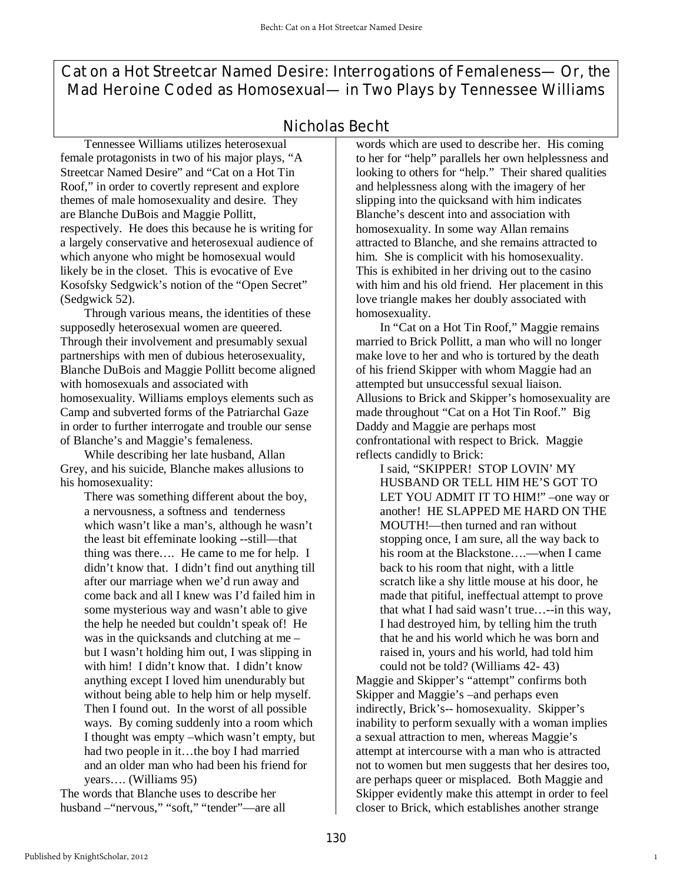# Cat on a Hot Streetcar Named Desire: Interrogations of Femaleness— Or, the Mad Heroine Coded as Homosexual— in Two Plays by Tennessee Williams

## Nicholas Becht

Tennessee Williams utilizes heterosexual female protagonists in two of his major plays, "A Streetcar Named Desire" and "Cat on a Hot Tin Roof," in order to covertly represent and explore themes of male homosexuality and desire. They are Blanche DuBois and Maggie Pollitt, respectively. He does this because he is writing for a largely conservative and heterosexual audience of which anyone who might be homosexual would likely be in the closet. This is evocative of Eve Kosofsky Sedgwick's notion of the "Open Secret" (Sedgwick 52).

Through various means, the identities of these supposedly heterosexual women are queered. Through their involvement and presumably sexual partnerships with men of dubious heterosexuality, Blanche DuBois and Maggie Pollitt become aligned with homosexuals and associated with homosexuality. Williams employs elements such as Camp and subverted forms of the Patriarchal Gaze in order to further interrogate and trouble our sense of Blanche's and Maggie's femaleness.

While describing her late husband, Allan Grey, and his suicide, Blanche makes allusions to his homosexuality:

> There was something different about the boy, a nervousness, a softness and tenderness which wasn't like a man's, although he wasn't the least bit effeminate looking --still—that thing was there…. He came to me for help. I didn't know that. I didn't find out anything till after our marriage when we'd run away and come back and all I knew was I'd failed him in some mysterious way and wasn't able to give the help he needed but couldn't speak of! He was in the quicksands and clutching at me –but I wasn't holding him out, I was slipping in with him! I didn't know that. I didn't know anything except I loved him unendurably but without being able to help him or help myself. Then I found out. In the worst of all possible ways. By coming suddenly into a room which I thought was empty –which wasn't empty, but had two people in it…the boy I had married and an older man who had been his friend for years…. (Williams 95)

The words that Blanche uses to describe her husband –"nervous," "soft," "tender"—are all words which are used to describe her. His coming to her for "help" parallels her own helplessness and looking to others for "help." Their shared qualities and helplessness along with the imagery of her slipping into the quicksand with him indicates Blanche's descent into and association with homosexuality. In some way Allan remains attracted to Blanche, and she remains attracted to him. She is complicit with his homosexuality. This is exhibited in her driving out to the casino with him and his old friend. Her placement in this love triangle makes her doubly associated with homosexuality.

In "Cat on a Hot Tin Roof," Maggie remains married to Brick Pollitt, a man who will no longer make love to her and who is tortured by the death of his friend Skipper with whom Maggie had an attempted but unsuccessful sexual liaison. Allusions to Brick and Skipper's homosexuality are made throughout "Cat on a Hot Tin Roof." Big Daddy and Maggie are perhaps most confrontational with respect to Brick. Maggie reflects candidly to Brick:

> I said, "SKIPPER! STOP LOVIN' MY HUSBAND OR TELL HIM HE'S GOT TO LET YOU ADMIT IT TO HIM!" –one way or another! HE SLAPPED ME HARD ON THE MOUTH!—then turned and ran without stopping once, I am sure, all the way back to his room at the Blackstone….—when I came back to his room that night, with a little scratch like a shy little mouse at his door, he made that pitiful, ineffectual attempt to prove that what I had said wasn't true…--in this way, I had destroyed him, by telling him the truth that he and his world which he was born and raised in, yours and his world, had told him could not be told? (Williams 42- 43)

Maggie and Skipper's "attempt" confirms both Skipper and Maggie's –and perhaps even indirectly, Brick's-- homosexuality. Skipper's inability to perform sexually with a woman implies a sexual attraction to men, whereas Maggie's attempt at intercourse with a man who is attracted not to women but men suggests that her desires too, are perhaps queer or misplaced. Both Maggie and Skipper evidently make this attempt in order to feel closer to Brick, which establishes another strange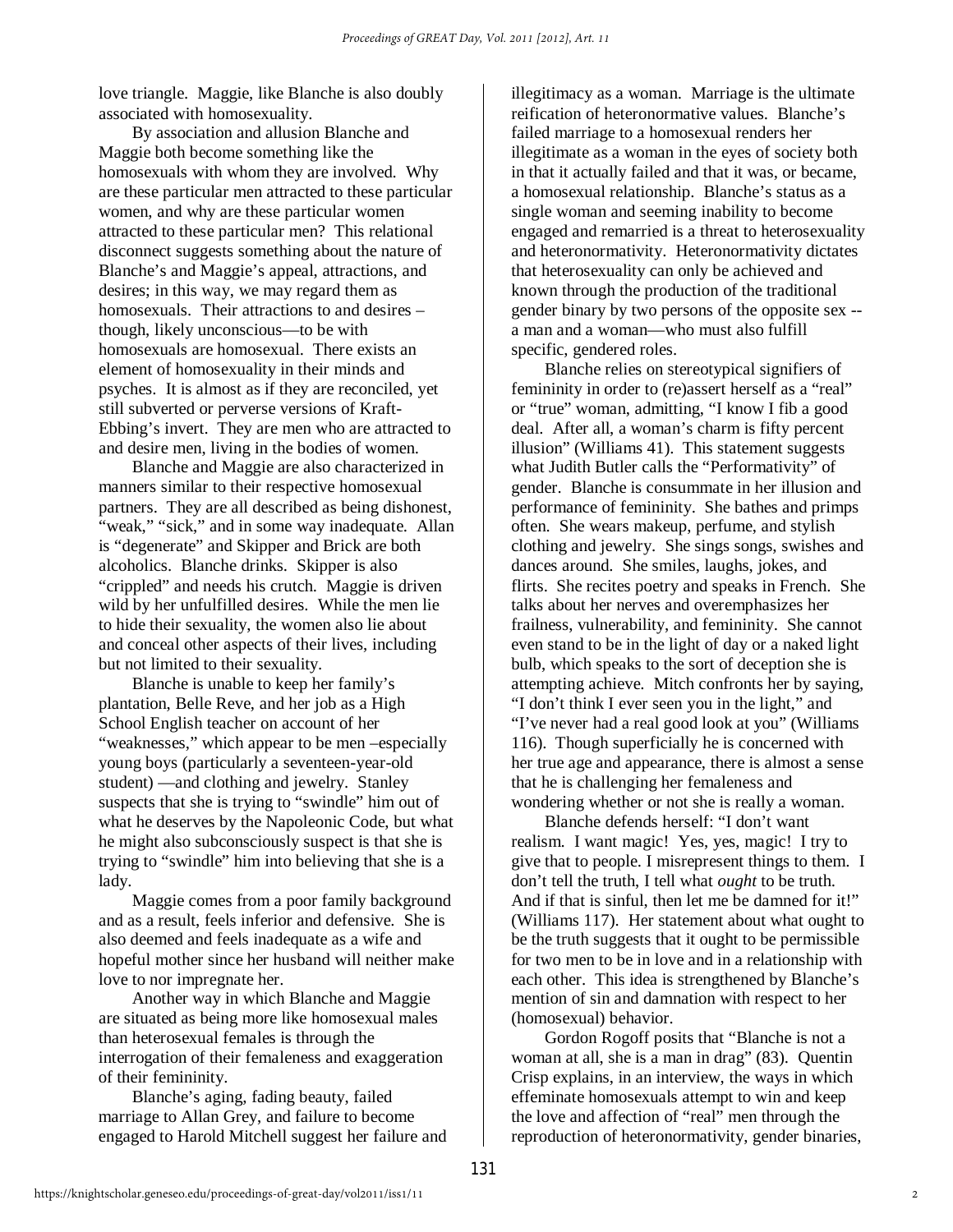love triangle. Maggie, like Blanche is also doubly associated with homosexuality.

By association and allusion Blanche and Maggie both become something like the homosexuals with whom they are involved. Why are these particular men attracted to these particular women, and why are these particular women attracted to these particular men? This relational disconnect suggests something about the nature of Blanche's and Maggie's appeal, attractions, and desires; in this way, we may regard them as homosexuals. Their attractions to and desires – though, likely unconscious—to be with homosexuals are homosexual. There exists an element of homosexuality in their minds and psyches. It is almost as if they are reconciled, yet still subverted or perverse versions of Kraft-Ebbing's invert. They are men who are attracted to and desire men, living in the bodies of women.

Blanche and Maggie are also characterized in manners similar to their respective homosexual partners. They are all described as being dishonest, "weak," "sick," and in some way inadequate. Allan is "degenerate" and Skipper and Brick are both alcoholics. Blanche drinks. Skipper is also "crippled" and needs his crutch. Maggie is driven wild by her unfulfilled desires. While the men lie to hide their sexuality, the women also lie about and conceal other aspects of their lives, including but not limited to their sexuality.

Blanche is unable to keep her family's plantation, Belle Reve, and her job as a High School English teacher on account of her "weaknesses," which appear to be men –especially young boys (particularly a seventeen-year-old student) —and clothing and jewelry. Stanley suspects that she is trying to "swindle" him out of what he deserves by the Napoleonic Code, but what he might also subconsciously suspect is that she is trying to "swindle" him into believing that she is a lady.

Maggie comes from a poor family background and as a result, feels inferior and defensive. She is also deemed and feels inadequate as a wife and hopeful mother since her husband will neither make love to nor impregnate her.

Another way in which Blanche and Maggie are situated as being more like homosexual males than heterosexual females is through the interrogation of their femaleness and exaggeration of their femininity.

Blanche's aging, fading beauty, failed marriage to Allan Grey, and failure to become engaged to Harold Mitchell suggest her failure and illegitimacy as a woman. Marriage is the ultimate reification of heteronormative values. Blanche's failed marriage to a homosexual renders her illegitimate as a woman in the eyes of society both in that it actually failed and that it was, or became, a homosexual relationship. Blanche's status as a single woman and seeming inability to become engaged and remarried is a threat to heterosexuality and heteronormativity. Heteronormativity dictates that heterosexuality can only be achieved and known through the production of the traditional gender binary by two persons of the opposite sex -- a man and a woman—who must also fulfill specific, gendered roles.

Blanche relies on stereotypical signifiers of femininity in order to (re)assert herself as a "real" or "true" woman, admitting, "I know I fib a good deal. After all, a woman's charm is fifty percent illusion" (Williams 41). This statement suggests what Judith Butler calls the "Performativity" of gender. Blanche is consummate in her illusion and performance of femininity. She bathes and primps often. She wears makeup, perfume, and stylish clothing and jewelry. She sings songs, swishes and dances around. She smiles, laughs, jokes, and flirts. She recites poetry and speaks in French. She talks about her nerves and overemphasizes her frailness, vulnerability, and femininity. She cannot even stand to be in the light of day or a naked light bulb, which speaks to the sort of deception she is attempting achieve. Mitch confronts her by saying, "I don't think I ever seen you in the light," and "I've never had a real good look at you" (Williams 116). Though superficially he is concerned with her true age and appearance, there is almost a sense that he is challenging her femaleness and wondering whether or not she is really a woman.

Blanche defends herself: "I don't want realism. I want magic! Yes, yes, magic! I try to give that to people. I misrepresent things to them. I don't tell the truth, I tell what *ought* to be truth. And if that is sinful, then let me be damned for it!" (Williams 117). Her statement about what ought to be the truth suggests that it ought to be permissible for two men to be in love and in a relationship with each other. This idea is strengthened by Blanche's mention of sin and damnation with respect to her (homosexual) behavior.

Gordon Rogoff posits that "Blanche is not a woman at all, she is a man in drag" (83). Quentin Crisp explains, in an interview, the ways in which effeminate homosexuals attempt to win and keep the love and affection of "real" men through the reproduction of heteronormativity, gender binaries,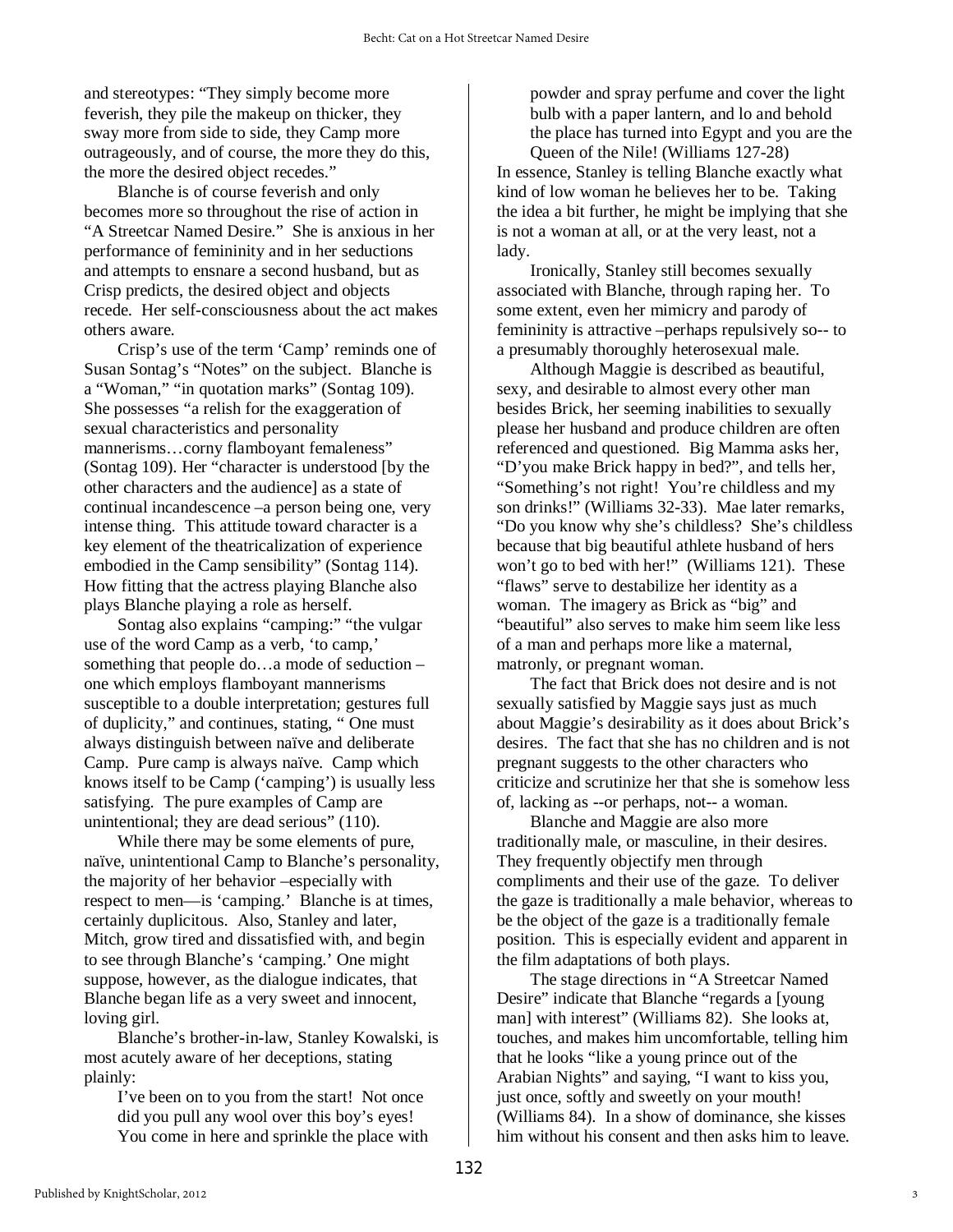and stereotypes: "They simply become more feverish, they pile the makeup on thicker, they sway more from side to side, they Camp more outrageously, and of course, the more they do this, the more the desired object recedes."

Blanche is of course feverish and only becomes more so throughout the rise of action in "A Streetcar Named Desire." She is anxious in her performance of femininity and in her seductions and attempts to ensnare a second husband, but as Crisp predicts, the desired object and objects recede. Her self-consciousness about the act makes others aware.

Crisp's use of the term 'Camp' reminds one of Susan Sontag's "Notes" on the subject. Blanche is a "Woman," "in quotation marks" (Sontag 109). She possesses "a relish for the exaggeration of sexual characteristics and personality mannerisms…corny flamboyant femaleness" (Sontag 109). Her "character is understood [by the other characters and the audience] as a state of continual incandescence –a person being one, very intense thing. This attitude toward character is a key element of the theatricalization of experience embodied in the Camp sensibility" (Sontag 114). How fitting that the actress playing Blanche also plays Blanche playing a role as herself.

Sontag also explains "camping:" "the vulgar use of the word Camp as a verb, 'to camp,' something that people do…a mode of seduction – one which employs flamboyant mannerisms susceptible to a double interpretation; gestures full of duplicity," and continues, stating, " One must always distinguish between naïve and deliberate Camp. Pure camp is always naïve. Camp which knows itself to be Camp ('camping') is usually less satisfying. The pure examples of Camp are unintentional; they are dead serious" (110).

While there may be some elements of pure, naïve, unintentional Camp to Blanche's personality, the majority of her behavior –especially with respect to men—is 'camping.' Blanche is at times, certainly duplicitous. Also, Stanley and later, Mitch, grow tired and dissatisfied with, and begin to see through Blanche's 'camping.' One might suppose, however, as the dialogue indicates, that Blanche began life as a very sweet and innocent, loving girl.

Blanche's brother-in-law, Stanley Kowalski, is most acutely aware of her deceptions, stating plainly:

> I've been on to you from the start! Not once did you pull any wool over this boy's eyes! You come in here and sprinkle the place with powder and spray perfume and cover the light bulb with a paper lantern, and lo and behold the place has turned into Egypt and you are the Queen of the Nile! (Williams 127-28)

In essence, Stanley is telling Blanche exactly what kind of low woman he believes her to be. Taking the idea a bit further, he might be implying that she is not a woman at all, or at the very least, not a lady.

Ironically, Stanley still becomes sexually associated with Blanche, through raping her. To some extent, even her mimicry and parody of femininity is attractive –perhaps repulsively so-- to a presumably thoroughly heterosexual male.

Although Maggie is described as beautiful, sexy, and desirable to almost every other man besides Brick, her seeming inabilities to sexually please her husband and produce children are often referenced and questioned. Big Mamma asks her, "D'you make Brick happy in bed?", and tells her, "Something's not right! You're childless and my son drinks!" (Williams 32-33). Mae later remarks, "Do you know why she's childless? She's childless because that big beautiful athlete husband of hers won't go to bed with her!" (Williams 121). These "flaws" serve to destabilize her identity as a woman. The imagery as Brick as "big" and "beautiful" also serves to make him seem like less of a man and perhaps more like a maternal, matronly, or pregnant woman.

The fact that Brick does not desire and is not sexually satisfied by Maggie says just as much about Maggie's desirability as it does about Brick's desires. The fact that she has no children and is not pregnant suggests to the other characters who criticize and scrutinize her that she is somehow less of, lacking as --or perhaps, not-- a woman.

Blanche and Maggie are also more traditionally male, or masculine, in their desires. They frequently objectify men through compliments and their use of the gaze. To deliver the gaze is traditionally a male behavior, whereas to be the object of the gaze is a traditionally female position. This is especially evident and apparent in the film adaptations of both plays.

The stage directions in "A Streetcar Named Desire" indicate that Blanche "regards a [young man] with interest" (Williams 82). She looks at, touches, and makes him uncomfortable, telling him that he looks "like a young prince out of the Arabian Nights" and saying, "I want to kiss you, just once, softly and sweetly on your mouth! (Williams 84). In a show of dominance, she kisses him without his consent and then asks him to leave.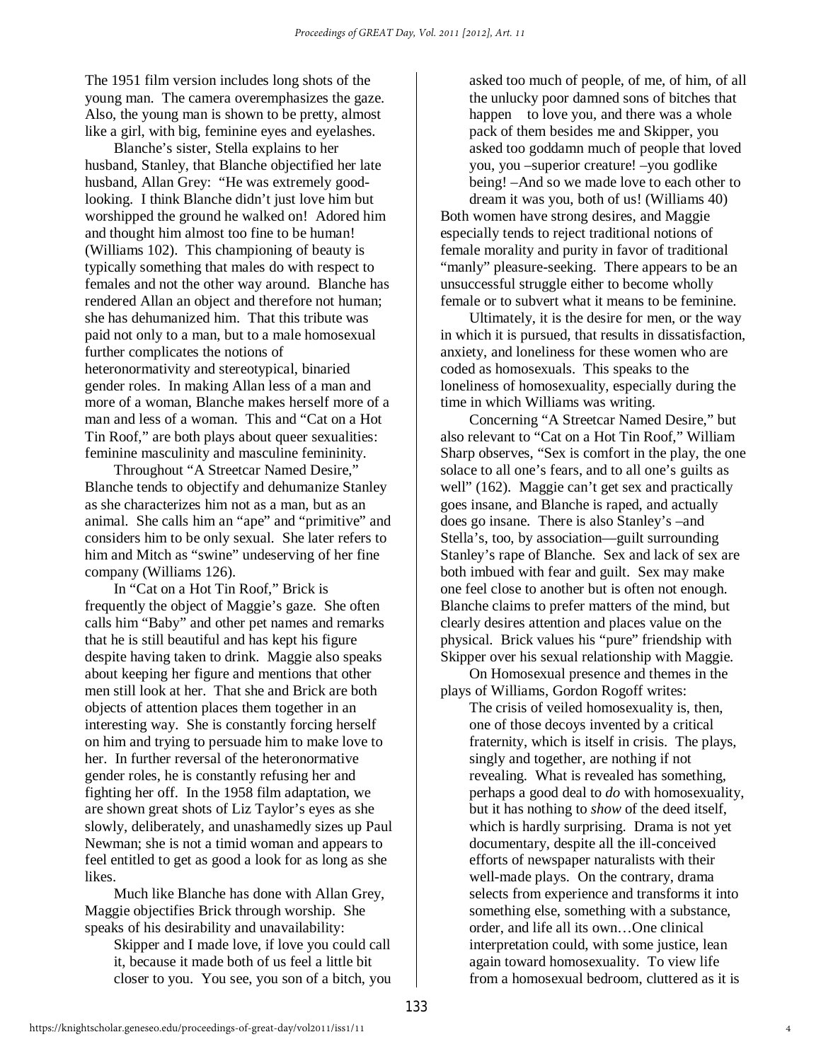The 1951 film version includes long shots of the young man. The camera overemphasizes the gaze. Also, the young man is shown to be pretty, almost like a girl, with big, feminine eyes and eyelashes.

Blanche's sister, Stella explains to her husband, Stanley, that Blanche objectified her late husband, Allan Grey: "He was extremely good-looking. I think Blanche didn't just love him but worshipped the ground he walked on! Adored him and thought him almost too fine to be human! (Williams 102). This championing of beauty is typically something that males do with respect to females and not the other way around. Blanche has rendered Allan an object and therefore not human; she has dehumanized him. That this tribute was paid not only to a man, but to a male homosexual further complicates the notions of heteronormativity and stereotypical, binaried gender roles. In making Allan less of a man and more of a woman, Blanche makes herself more of a man and less of a woman. This and "Cat on a Hot Tin Roof," are both plays about queer sexualities: feminine masculinity and masculine femininity.

Throughout "A Streetcar Named Desire," Blanche tends to objectify and dehumanize Stanley as she characterizes him not as a man, but as an animal. She calls him an "ape" and "primitive" and considers him to be only sexual. She later refers to him and Mitch as "swine" undeserving of her fine company (Williams 126).

In "Cat on a Hot Tin Roof," Brick is frequently the object of Maggie's gaze. She often calls him "Baby" and other pet names and remarks that he is still beautiful and has kept his figure despite having taken to drink. Maggie also speaks about keeping her figure and mentions that other men still look at her. That she and Brick are both objects of attention places them together in an interesting way. She is constantly forcing herself on him and trying to persuade him to make love to her. In further reversal of the heteronormative gender roles, he is constantly refusing her and fighting her off. In the 1958 film adaptation, we are shown great shots of Liz Taylor's eyes as she slowly, deliberately, and unashamedly sizes up Paul Newman; she is not a timid woman and appears to feel entitled to get as good a look for as long as she likes.

Much like Blanche has done with Allan Grey, Maggie objectifies Brick through worship. She speaks of his desirability and unavailability:

> Skipper and I made love, if love you could call it, because it made both of us feel a little bit closer to you. You see, you son of a bitch, you asked too much of people, of me, of him, of all the unlucky poor damned sons of bitches that happen to love you, and there was a whole pack of them besides me and Skipper, you asked too goddamn much of people that loved you, you –superior creature! –you godlike being! –And so we made love to each other to dream it was you, both of us! (Williams 40)

Both women have strong desires, and Maggie especially tends to reject traditional notions of female morality and purity in favor of traditional "manly" pleasure-seeking. There appears to be an unsuccessful struggle either to become wholly female or to subvert what it means to be feminine.

Ultimately, it is the desire for men, or the way in which it is pursued, that results in dissatisfaction, anxiety, and loneliness for these women who are coded as homosexuals. This speaks to the loneliness of homosexuality, especially during the time in which Williams was writing.

Concerning "A Streetcar Named Desire," but also relevant to "Cat on a Hot Tin Roof," William Sharp observes, "Sex is comfort in the play, the one solace to all one's fears, and to all one's guilts as well" (162). Maggie can't get sex and practically goes insane, and Blanche is raped, and actually does go insane. There is also Stanley's –and Stella's, too, by association—guilt surrounding Stanley's rape of Blanche. Sex and lack of sex are both imbued with fear and guilt. Sex may make one feel close to another but is often not enough. Blanche claims to prefer matters of the mind, but clearly desires attention and places value on the physical. Brick values his "pure" friendship with Skipper over his sexual relationship with Maggie.

On Homosexual presence and themes in the plays of Williams, Gordon Rogoff writes:

> The crisis of veiled homosexuality is, then, one of those decoys invented by a critical fraternity, which is itself in crisis. The plays, singly and together, are nothing if not revealing. What is revealed has something, perhaps a good deal to *do* with homosexuality, but it has nothing to *show* of the deed itself, which is hardly surprising. Drama is not yet documentary, despite all the ill-conceived efforts of newspaper naturalists with their well-made plays. On the contrary, drama selects from experience and transforms it into something else, something with a substance, order, and life all its own…One clinical interpretation could, with some justice, lean again toward homosexuality. To view life from a homosexual bedroom, cluttered as it is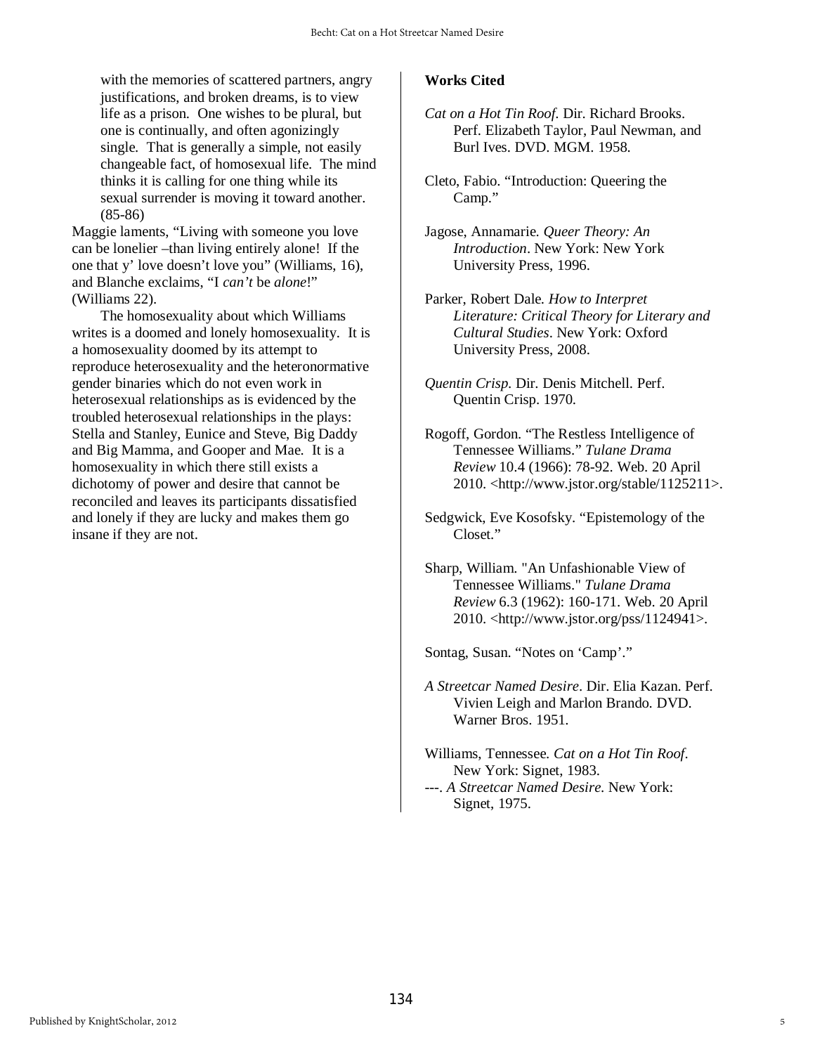> with the memories of scattered partners, angry justifications, and broken dreams, is to view life as a prison. One wishes to be plural, but one is continually, and often agonizingly single. That is generally a simple, not easily changeable fact, of homosexual life. The mind thinks it is calling for one thing while its sexual surrender is moving it toward another. (85-86)

Maggie laments, "Living with someone you love can be lonelier –than living entirely alone! If the one that y' love doesn't love you" (Williams, 16), and Blanche exclaims, "I *can't* be *alone*!" (Williams 22).

The homosexuality about which Williams writes is a doomed and lonely homosexuality. It is a homosexuality doomed by its attempt to reproduce heterosexuality and the heteronormative gender binaries which do not even work in heterosexual relationships as is evidenced by the troubled heterosexual relationships in the plays: Stella and Stanley, Eunice and Steve, Big Daddy and Big Mamma, and Gooper and Mae. It is a homosexuality in which there still exists a dichotomy of power and desire that cannot be reconciled and leaves its participants dissatisfied and lonely if they are lucky and makes them go insane if they are not.

**Works Cited**

*Cat on a Hot Tin Roof*. Dir. Richard Brooks. Perf. Elizabeth Taylor, Paul Newman, and Burl Ives. DVD. MGM. 1958.

Cleto, Fabio. "Introduction: Queering the Camp."

Jagose, Annamarie. *Queer Theory: An Introduction*. New York: New York University Press, 1996.

Parker, Robert Dale. *How to Interpret Literature: Critical Theory for Literary and Cultural Studies*. New York: Oxford University Press, 2008.

*Quentin Crisp*. Dir. Denis Mitchell. Perf. Quentin Crisp. 1970.

Rogoff, Gordon. "The Restless Intelligence of Tennessee Williams." *Tulane Drama Review* 10.4 (1966): 78-92. Web. 20 April 2010. <http://www.jstor.org/stable/1125211>.

Sedgwick, Eve Kosofsky. "Epistemology of the Closet."

Sharp, William. "An Unfashionable View of Tennessee Williams." *Tulane Drama Review* 6.3 (1962): 160-171. Web. 20 April 2010. <http://www.jstor.org/pss/1124941>.

Sontag, Susan. "Notes on 'Camp'."

*A Streetcar Named Desire*. Dir. Elia Kazan. Perf. Vivien Leigh and Marlon Brando. DVD. Warner Bros. 1951.

Williams, Tennessee. *Cat on a Hot Tin Roof*. New York: Signet, 1983.

---. *A Streetcar Named Desire*. New York: Signet, 1975.